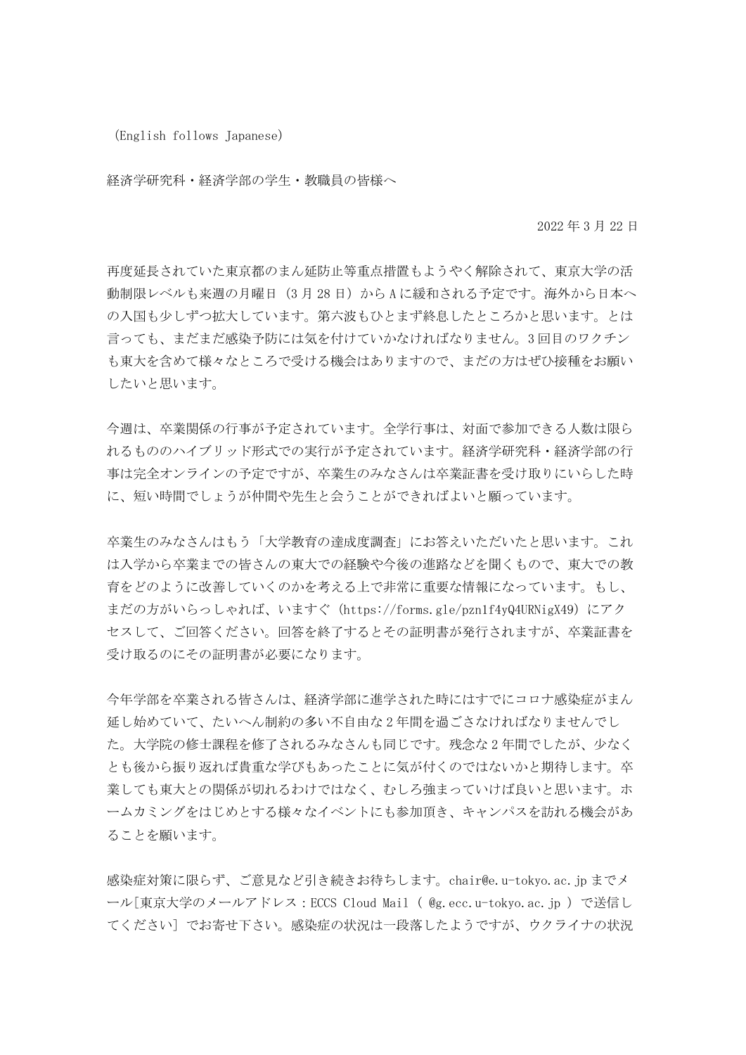(English follows Japanese)

経済学研究科・経済学部の学生・教職員の皆様へ

2022 年 3 月 22 日

再度延長されていた東京都のまん延防止等重点措置もようやく解除されて、東京大学の活動制限レベルも来週の月曜日（3 月 28 日）から A に緩和される予定です。海外から日本への入国も少しずつ拡大しています。第六波もひとまず終息したところかと思います。とは言っても、まだまだ感染予防には気を付けていかなければなりません。3 回目のワクチンも東大を含めて様々なところで受ける機会はありますので、まだの方はぜひ接種をお願いしたいと思います。

今週は、卒業関係の行事が予定されています。全学行事は、対面で参加できる人数は限られるもののハイブリッド形式での実行が予定されています。経済学研究科・経済学部の行事は完全オンラインの予定ですが、卒業生のみなさんは卒業証書を受け取りにいらした時に、短い時間でしょうが仲間や先生と会うことができればよいと願っています。

卒業生のみなさんはもう「大学教育の達成度調査」にお答えいただいたと思います。これは入学から卒業までの皆さんの東大での経験や今後の進路などを聞くもので、東大での教育をどのように改善していくのかを考える上で非常に重要な情報になっています。もし、まだの方がいらっしゃれば、いますぐ（https://forms.gle/pzn1f4yQ4URNigX49）にアクセスして、ご回答ください。回答を終了するとその証明書が発行されますが、卒業証書を受け取るのにその証明書が必要になります。

今年学部を卒業される皆さんは、経済学部に進学された時にはすでにコロナ感染症がまん延し始めていて、たいへん制約の多い不自由な 2 年間を過ごさなければなりませんでした。大学院の修士課程を修了されるみなさんも同じです。残念な 2 年間でしたが、少なくとも後から振り返れば貴重な学びもあったことに気が付くのではないかと期待します。卒業しても東大との関係が切れるわけではなく、むしろ強まっていけば良いと思います。ホームカミングをはじめとする様々なイベントにも参加頂き、キャンパスを訪れる機会があることを願います。

感染症対策に限らず、ご意見など引き続きお待ちします。chair@e.u-tokyo.ac.jp までメール[東京大学のメールアドレス：ECCS Cloud Mail（ @g.ecc.u-tokyo.ac.jp ）で送信してください] でお寄せ下さい。感染症の状況は一段落したようですが、ウクライナの状況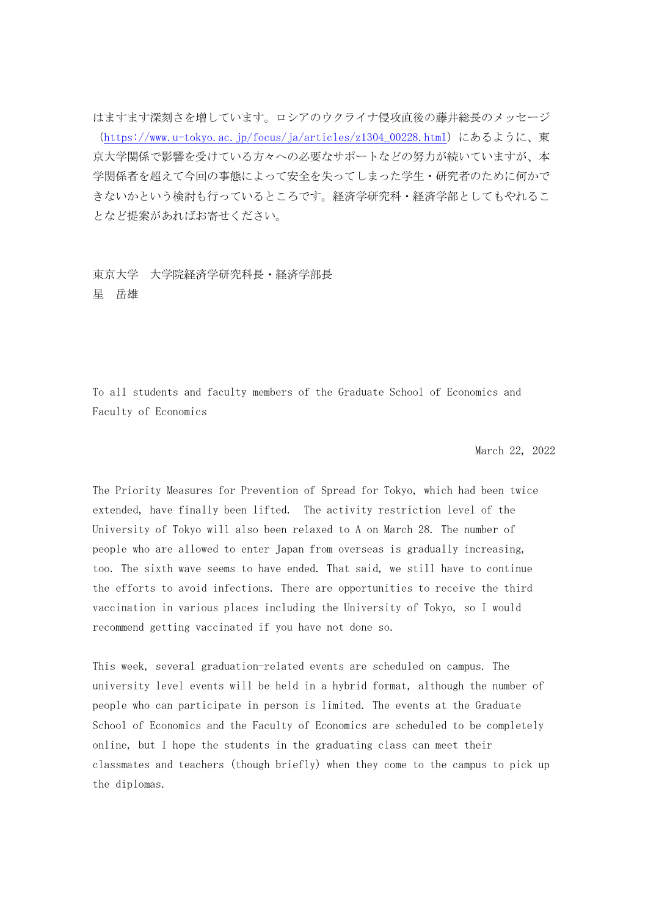はますます深刻さを増しています。ロシアのウクライナ侵攻直後の藤井総長のメッセージ（https://www.u-tokyo.ac.jp/focus/ja/articles/z1304_00228.html）にあるように、東京大学関係で影響を受けている方々への必要なサポートなどの努力が続いていますが、本学関係者を超えて今回の事態によって安全を失ってしまった学生・研究者のために何かできないかという検討も行っているところです。経済学研究科・経済学部としてもやれることなど提案があればお寄せください。

東京大学　大学院経済学研究科長・経済学部長
星　岳雄

To all students and faculty members of the Graduate School of Economics and Faculty of Economics

March 22, 2022

The Priority Measures for Prevention of Spread for Tokyo, which had been twice extended, have finally been lifted. The activity restriction level of the University of Tokyo will also been relaxed to A on March 28. The number of people who are allowed to enter Japan from overseas is gradually increasing, too. The sixth wave seems to have ended. That said, we still have to continue the efforts to avoid infections. There are opportunities to receive the third vaccination in various places including the University of Tokyo, so I would recommend getting vaccinated if you have not done so.

This week, several graduation-related events are scheduled on campus. The university level events will be held in a hybrid format, although the number of people who can participate in person is limited. The events at the Graduate School of Economics and the Faculty of Economics are scheduled to be completely online, but I hope the students in the graduating class can meet their classmates and teachers (though briefly) when they come to the campus to pick up the diplomas.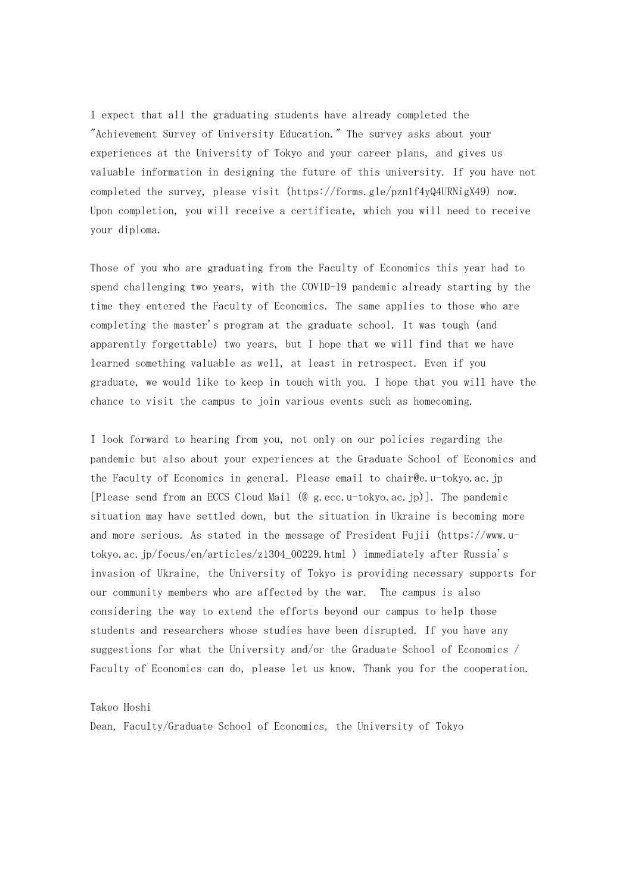I expect that all the graduating students have already completed the "Achievement Survey of University Education." The survey asks about your experiences at the University of Tokyo and your career plans, and gives us valuable information in designing the future of this university. If you have not completed the survey, please visit (https://forms.gle/pzn1f4yQ4URNigX49) now. Upon completion, you will receive a certificate, which you will need to receive your diploma.

Those of you who are graduating from the Faculty of Economics this year had to spend challenging two years, with the COVID-19 pandemic already starting by the time they entered the Faculty of Economics. The same applies to those who are completing the master's program at the graduate school. It was tough (and apparently forgettable) two years, but I hope that we will find that we have learned something valuable as well, at least in retrospect. Even if you graduate, we would like to keep in touch with you. I hope that you will have the chance to visit the campus to join various events such as homecoming.

I look forward to hearing from you, not only on our policies regarding the pandemic but also about your experiences at the Graduate School of Economics and the Faculty of Economics in general. Please email to chair@e.u-tokyo.ac.jp [Please send from an ECCS Cloud Mail (@ g.ecc.u-tokyo.ac.jp)]. The pandemic situation may have settled down, but the situation in Ukraine is becoming more and more serious. As stated in the message of President Fujii (https://www.u-tokyo.ac.jp/focus/en/articles/z1304_00229.html ) immediately after Russia's invasion of Ukraine, the University of Tokyo is providing necessary supports for our community members who are affected by the war. The campus is also considering the way to extend the efforts beyond our campus to help those students and researchers whose studies have been disrupted. If you have any suggestions for what the University and/or the Graduate School of Economics / Faculty of Economics can do, please let us know. Thank you for the cooperation.

Takeo Hoshi
Dean, Faculty/Graduate School of Economics, the University of Tokyo